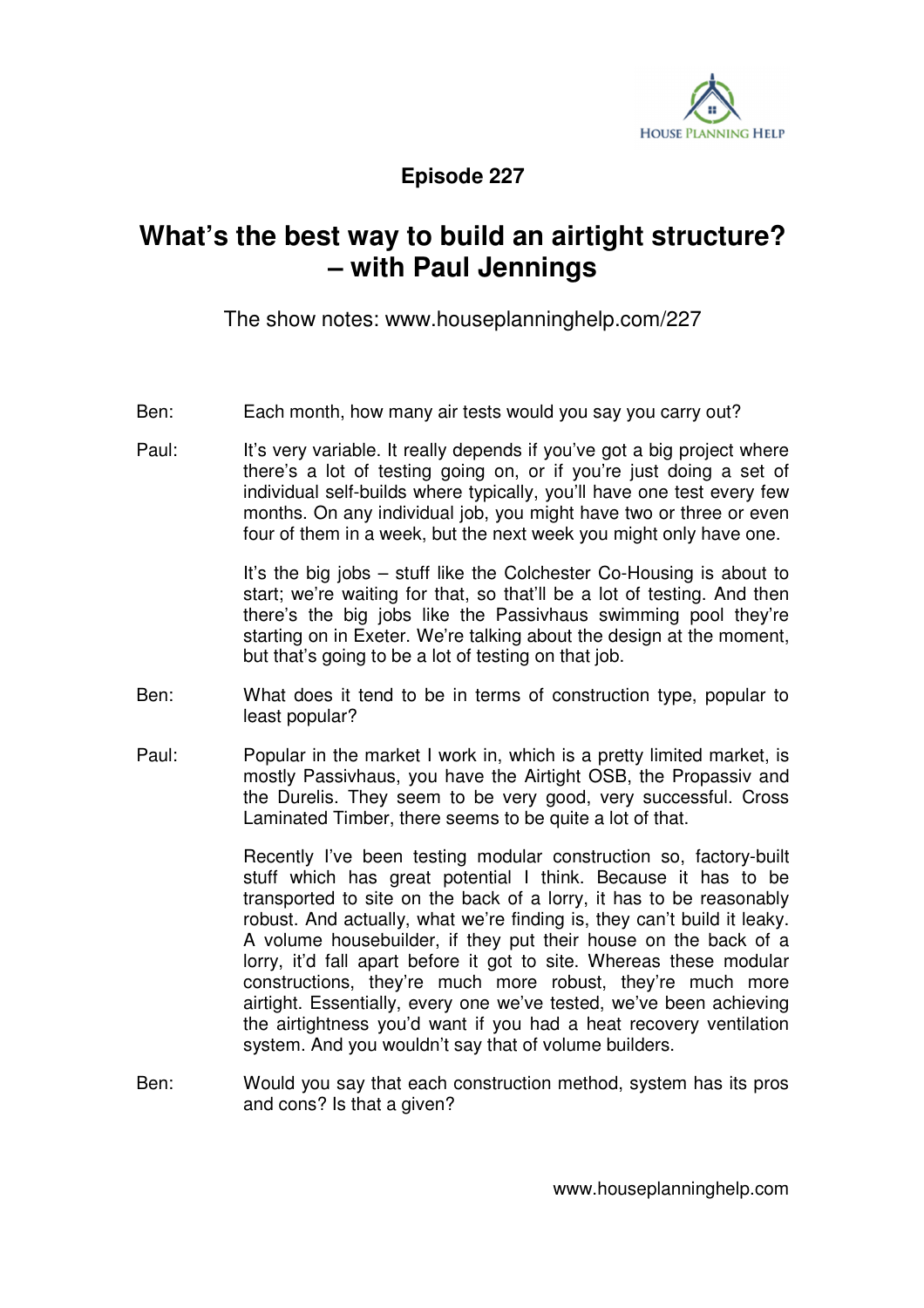**Episode 227**

# What's the best way to build an airtight structure? – with Paul Jennings

The show notes: www.houseplanninghelp.com/227

Ben: Each month, how many air tests would you say you carry out?

Paul: It's very variable. It really depends if you've got a big project where there's a lot of testing going on, or if you're just doing a set of individual self-builds where typically, you'll have one test every few months. On any individual job, you might have two or three or even four of them in a week, but the next week you might only have one.

It's the big jobs – stuff like the Colchester Co-Housing is about to start; we're waiting for that, so that'll be a lot of testing. And then there's the big jobs like the Passivhaus swimming pool they're starting on in Exeter. We're talking about the design at the moment, but that's going to be a lot of testing on that job.

Ben: What does it tend to be in terms of construction type, popular to least popular?

Paul: Popular in the market I work in, which is a pretty limited market, is mostly Passivhaus, you have the Airtight OSB, the Propassiv and the Durelis. They seem to be very good, very successful. Cross Laminated Timber, there seems to be quite a lot of that.

Recently I've been testing modular construction so, factory-built stuff which has great potential I think. Because it has to be transported to site on the back of a lorry, it has to be reasonably robust. And actually, what we're finding is, they can't build it leaky. A volume housebuilder, if they put their house on the back of a lorry, it'd fall apart before it got to site. Whereas these modular constructions, they're much more robust, they're much more airtight. Essentially, every one we've tested, we've been achieving the airtightness you'd want if you had a heat recovery ventilation system. And you wouldn't say that of volume builders.

Ben: Would you say that each construction method, system has its pros and cons? Is that a given?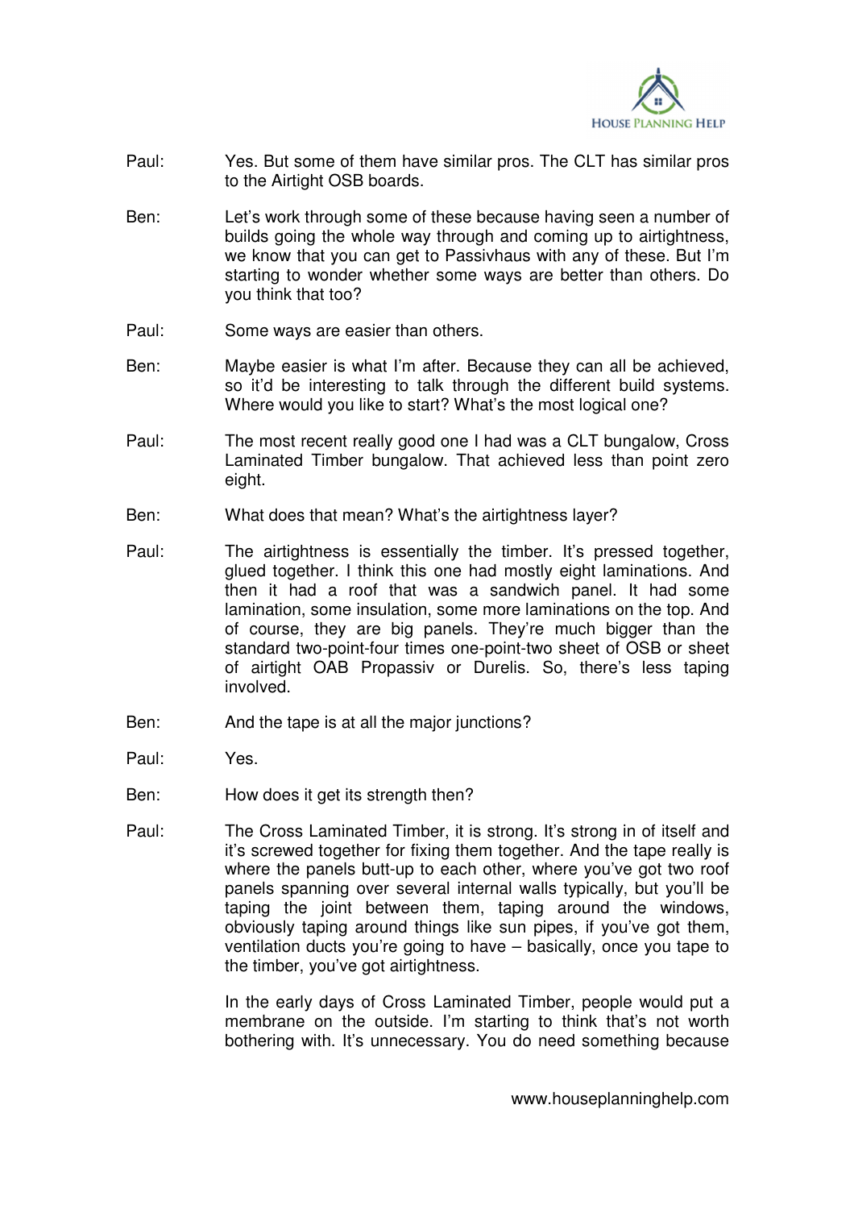Paul: Yes. But some of them have similar pros. The CLT has similar pros to the Airtight OSB boards.

Ben: Let's work through some of these because having seen a number of builds going the whole way through and coming up to airtightness, we know that you can get to Passivhaus with any of these. But I'm starting to wonder whether some ways are better than others. Do you think that too?

Paul: Some ways are easier than others.

Ben: Maybe easier is what I'm after. Because they can all be achieved, so it'd be interesting to talk through the different build systems. Where would you like to start? What's the most logical one?

Paul: The most recent really good one I had was a CLT bungalow, Cross Laminated Timber bungalow. That achieved less than point zero eight.

Ben: What does that mean? What's the airtightness layer?

Paul: The airtightness is essentially the timber. It's pressed together, glued together. I think this one had mostly eight laminations. And then it had a roof that was a sandwich panel. It had some lamination, some insulation, some more laminations on the top. And of course, they are big panels. They're much bigger than the standard two-point-four times one-point-two sheet of OSB or sheet of airtight OAB Propassiv or Durelis. So, there's less taping involved.

Ben: And the tape is at all the major junctions?

Paul: Yes.

Ben: How does it get its strength then?

Paul: The Cross Laminated Timber, it is strong. It's strong in of itself and it's screwed together for fixing them together. And the tape really is where the panels butt-up to each other, where you've got two roof panels spanning over several internal walls typically, but you'll be taping the joint between them, taping around the windows, obviously taping around things like sun pipes, if you've got them, ventilation ducts you're going to have – basically, once you tape to the timber, you've got airtightness.

In the early days of Cross Laminated Timber, people would put a membrane on the outside. I'm starting to think that's not worth bothering with. It's unnecessary. You do need something because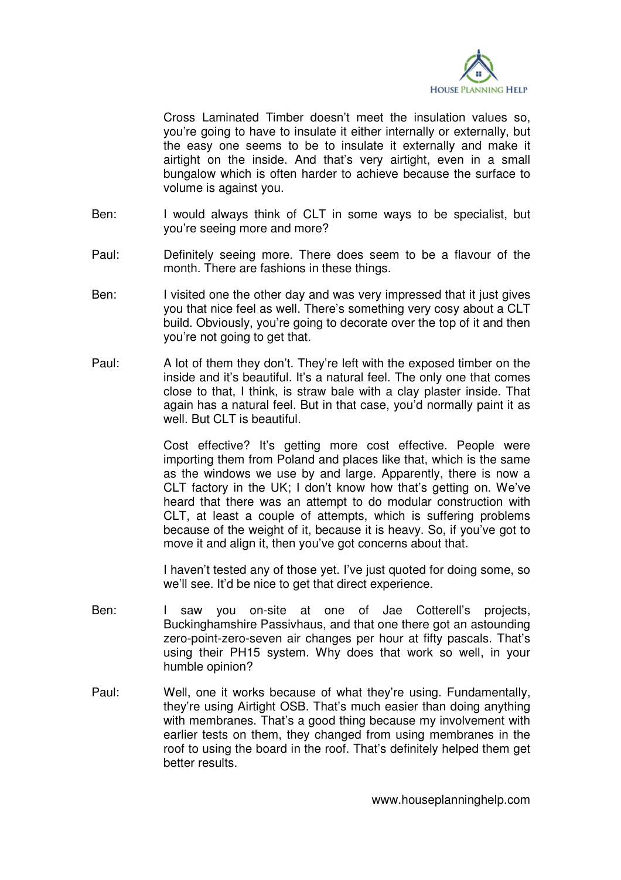Cross Laminated Timber doesn't meet the insulation values so, you're going to have to insulate it either internally or externally, but the easy one seems to be to insulate it externally and make it airtight on the inside. And that's very airtight, even in a small bungalow which is often harder to achieve because the surface to volume is against you.

Ben: I would always think of CLT in some ways to be specialist, but you're seeing more and more?

Paul: Definitely seeing more. There does seem to be a flavour of the month. There are fashions in these things.

Ben: I visited one the other day and was very impressed that it just gives you that nice feel as well. There's something very cosy about a CLT build. Obviously, you're going to decorate over the top of it and then you're not going to get that.

Paul: A lot of them they don't. They're left with the exposed timber on the inside and it's beautiful. It's a natural feel. The only one that comes close to that, I think, is straw bale with a clay plaster inside. That again has a natural feel. But in that case, you'd normally paint it as well. But CLT is beautiful.

Cost effective? It's getting more cost effective. People were importing them from Poland and places like that, which is the same as the windows we use by and large. Apparently, there is now a CLT factory in the UK; I don't know how that's getting on. We've heard that there was an attempt to do modular construction with CLT, at least a couple of attempts, which is suffering problems because of the weight of it, because it is heavy. So, if you've got to move it and align it, then you've got concerns about that.

I haven't tested any of those yet. I've just quoted for doing some, so we'll see. It'd be nice to get that direct experience.

Ben: I saw you on-site at one of Jae Cotterell's projects, Buckinghamshire Passivhaus, and that one there got an astounding zero-point-zero-seven air changes per hour at fifty pascals. That's using their PH15 system. Why does that work so well, in your humble opinion?

Paul: Well, one it works because of what they're using. Fundamentally, they're using Airtight OSB. That's much easier than doing anything with membranes. That's a good thing because my involvement with earlier tests on them, they changed from using membranes in the roof to using the board in the roof. That's definitely helped them get better results.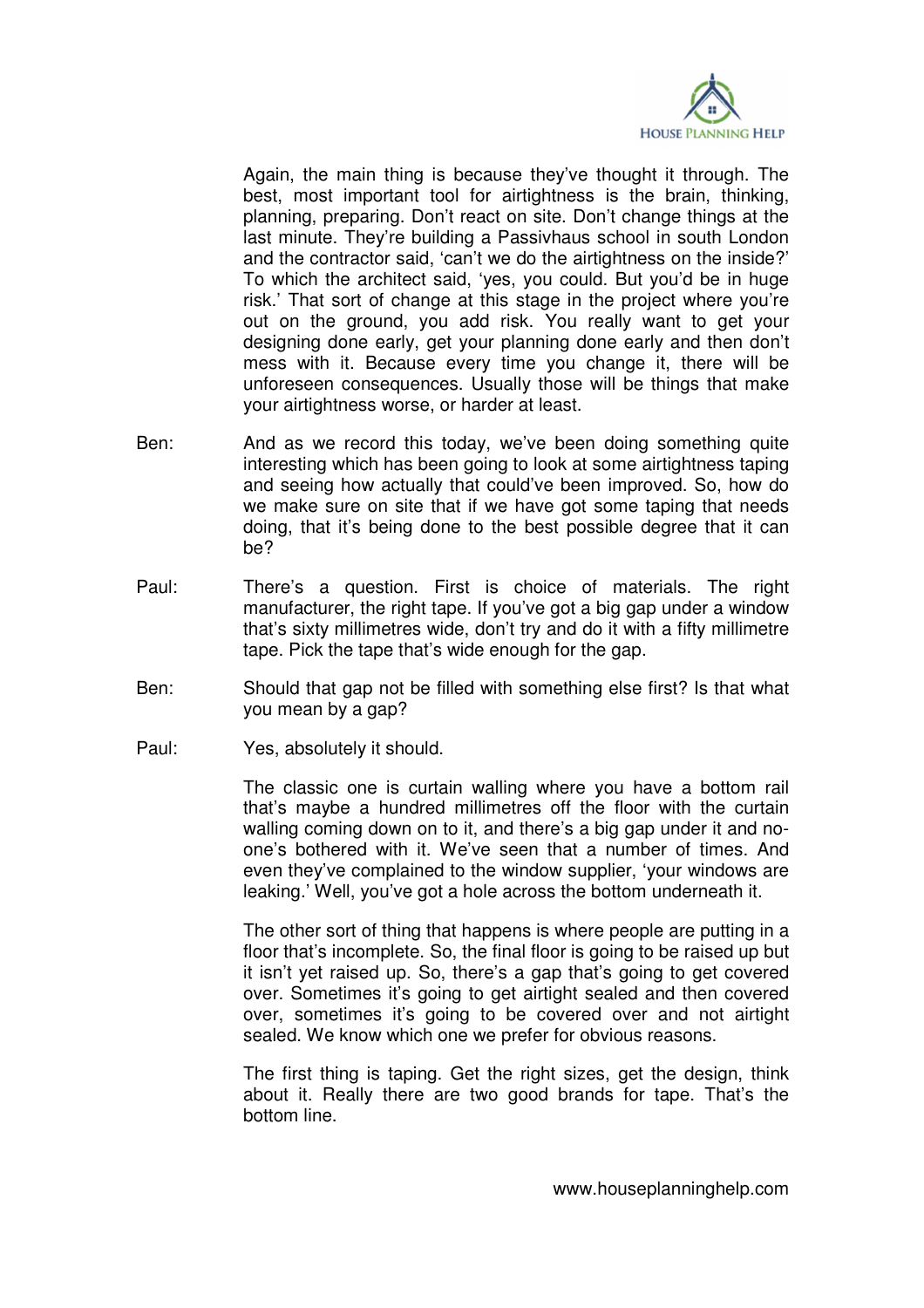Again, the main thing is because they've thought it through. The best, most important tool for airtightness is the brain, thinking, planning, preparing. Don't react on site. Don't change things at the last minute. They're building a Passivhaus school in south London and the contractor said, 'can't we do the airtightness on the inside?' To which the architect said, 'yes, you could. But you'd be in huge risk.' That sort of change at this stage in the project where you're out on the ground, you add risk. You really want to get your designing done early, get your planning done early and then don't mess with it. Because every time you change it, there will be unforeseen consequences. Usually those will be things that make your airtightness worse, or harder at least.

Ben: And as we record this today, we've been doing something quite interesting which has been going to look at some airtightness taping and seeing how actually that could've been improved. So, how do we make sure on site that if we have got some taping that needs doing, that it's being done to the best possible degree that it can be?

Paul: There's a question. First is choice of materials. The right manufacturer, the right tape. If you've got a big gap under a window that's sixty millimetres wide, don't try and do it with a fifty millimetre tape. Pick the tape that's wide enough for the gap.

Ben: Should that gap not be filled with something else first? Is that what you mean by a gap?

Paul: Yes, absolutely it should.

The classic one is curtain walling where you have a bottom rail that's maybe a hundred millimetres off the floor with the curtain walling coming down on to it, and there's a big gap under it and no-one's bothered with it. We've seen that a number of times. And even they've complained to the window supplier, 'your windows are leaking.' Well, you've got a hole across the bottom underneath it.

The other sort of thing that happens is where people are putting in a floor that's incomplete. So, the final floor is going to be raised up but it isn't yet raised up. So, there's a gap that's going to get covered over. Sometimes it's going to get airtight sealed and then covered over, sometimes it's going to be covered over and not airtight sealed. We know which one we prefer for obvious reasons.

The first thing is taping. Get the right sizes, get the design, think about it. Really there are two good brands for tape. That's the bottom line.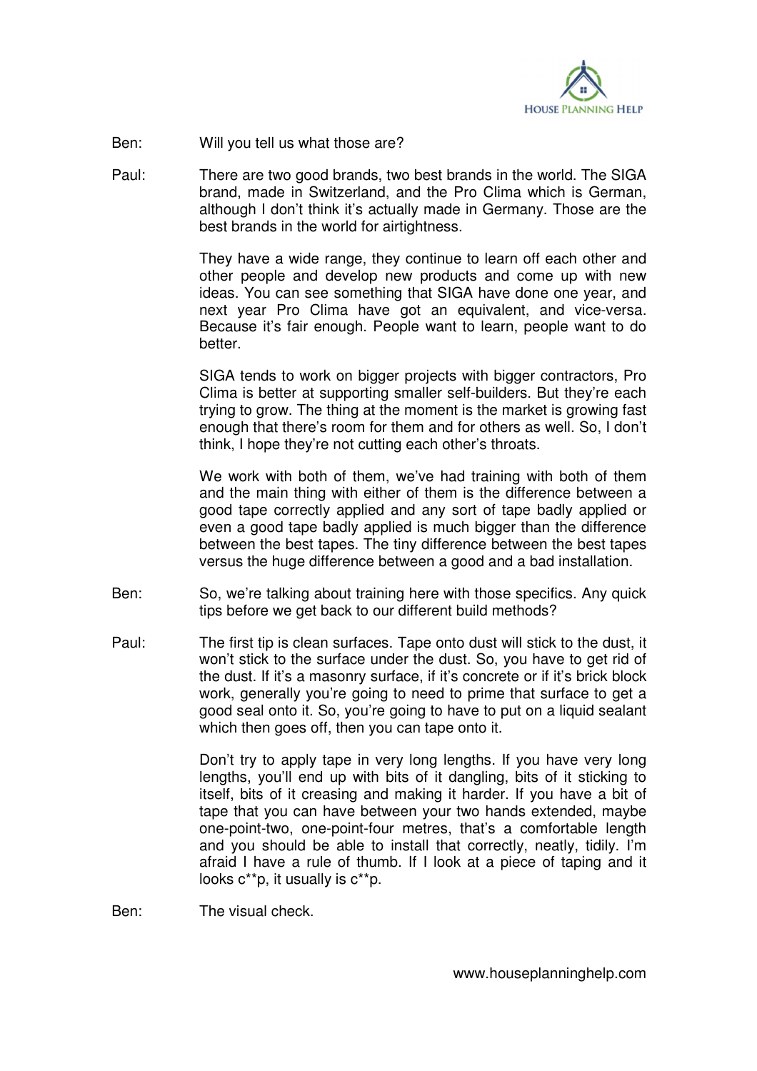Ben: Will you tell us what those are?

Paul: There are two good brands, two best brands in the world. The SIGA brand, made in Switzerland, and the Pro Clima which is German, although I don't think it's actually made in Germany. Those are the best brands in the world for airtightness.

They have a wide range, they continue to learn off each other and other people and develop new products and come up with new ideas. You can see something that SIGA have done one year, and next year Pro Clima have got an equivalent, and vice-versa. Because it's fair enough. People want to learn, people want to do better.

SIGA tends to work on bigger projects with bigger contractors, Pro Clima is better at supporting smaller self-builders. But they're each trying to grow. The thing at the moment is the market is growing fast enough that there's room for them and for others as well. So, I don't think, I hope they're not cutting each other's throats.

We work with both of them, we've had training with both of them and the main thing with either of them is the difference between a good tape correctly applied and any sort of tape badly applied or even a good tape badly applied is much bigger than the difference between the best tapes. The tiny difference between the best tapes versus the huge difference between a good and a bad installation.

Ben: So, we're talking about training here with those specifics. Any quick tips before we get back to our different build methods?

Paul: The first tip is clean surfaces. Tape onto dust will stick to the dust, it won't stick to the surface under the dust. So, you have to get rid of the dust. If it's a masonry surface, if it's concrete or if it's brick block work, generally you're going to need to prime that surface to get a good seal onto it. So, you're going to have to put on a liquid sealant which then goes off, then you can tape onto it.

Don't try to apply tape in very long lengths. If you have very long lengths, you'll end up with bits of it dangling, bits of it sticking to itself, bits of it creasing and making it harder. If you have a bit of tape that you can have between your two hands extended, maybe one-point-two, one-point-four metres, that's a comfortable length and you should be able to install that correctly, neatly, tidily. I'm afraid I have a rule of thumb. If I look at a piece of taping and it looks c**p, it usually is c**p.

Ben: The visual check.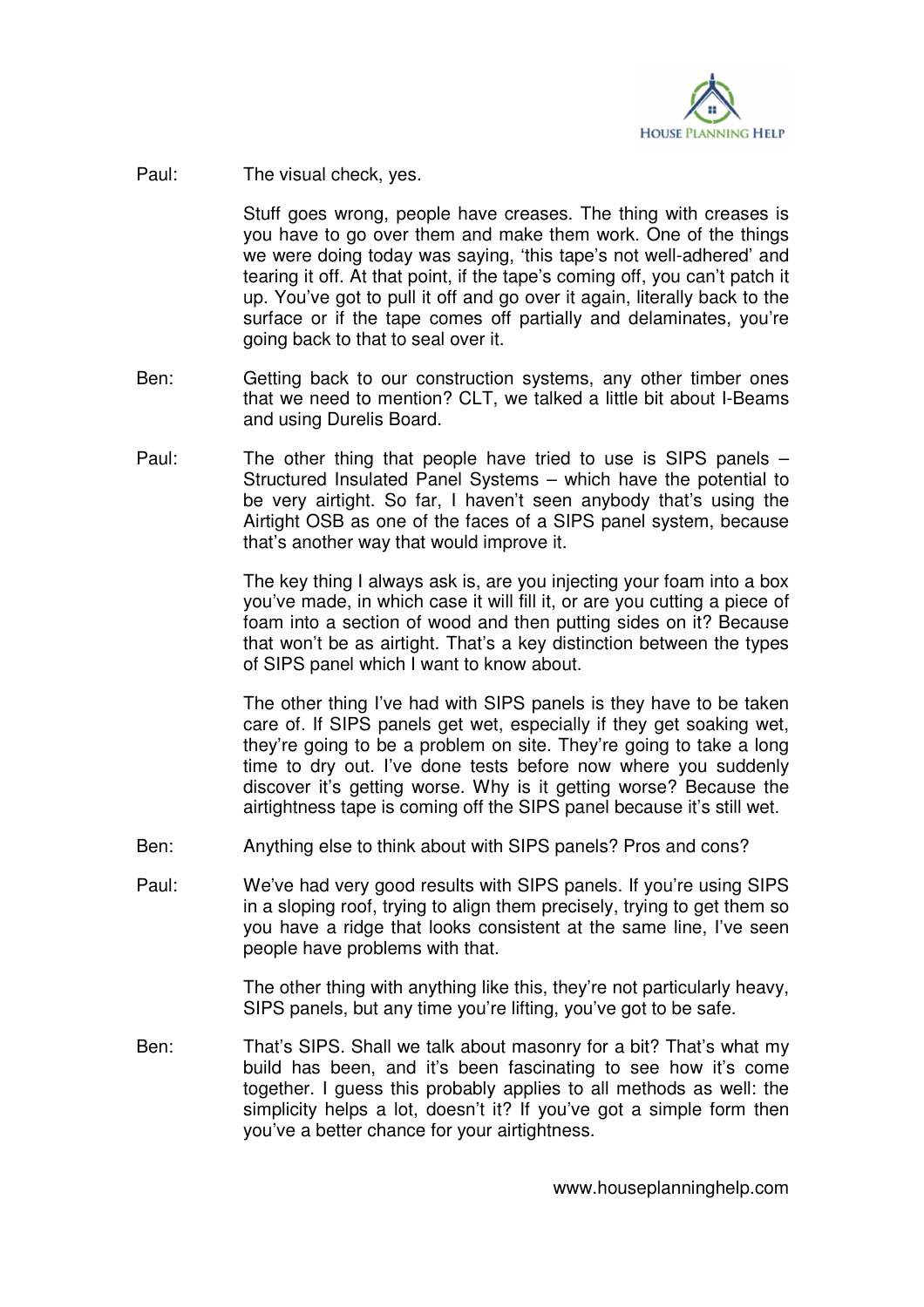Paul: The visual check, yes.

Stuff goes wrong, people have creases. The thing with creases is you have to go over them and make them work. One of the things we were doing today was saying, 'this tape's not well-adhered' and tearing it off. At that point, if the tape's coming off, you can't patch it up. You've got to pull it off and go over it again, literally back to the surface or if the tape comes off partially and delaminates, you're going back to that to seal over it.

Ben: Getting back to our construction systems, any other timber ones that we need to mention? CLT, we talked a little bit about I-Beams and using Durelis Board.

Paul: The other thing that people have tried to use is SIPS panels – Structured Insulated Panel Systems – which have the potential to be very airtight. So far, I haven't seen anybody that's using the Airtight OSB as one of the faces of a SIPS panel system, because that's another way that would improve it.

The key thing I always ask is, are you injecting your foam into a box you've made, in which case it will fill it, or are you cutting a piece of foam into a section of wood and then putting sides on it? Because that won't be as airtight. That's a key distinction between the types of SIPS panel which I want to know about.

The other thing I've had with SIPS panels is they have to be taken care of. If SIPS panels get wet, especially if they get soaking wet, they're going to be a problem on site. They're going to take a long time to dry out. I've done tests before now where you suddenly discover it's getting worse. Why is it getting worse? Because the airtightness tape is coming off the SIPS panel because it's still wet.

Ben: Anything else to think about with SIPS panels? Pros and cons?

Paul: We've had very good results with SIPS panels. If you're using SIPS in a sloping roof, trying to align them precisely, trying to get them so you have a ridge that looks consistent at the same line, I've seen people have problems with that.

The other thing with anything like this, they're not particularly heavy, SIPS panels, but any time you're lifting, you've got to be safe.

Ben: That's SIPS. Shall we talk about masonry for a bit? That's what my build has been, and it's been fascinating to see how it's come together. I guess this probably applies to all methods as well: the simplicity helps a lot, doesn't it? If you've got a simple form then you've a better chance for your airtightness.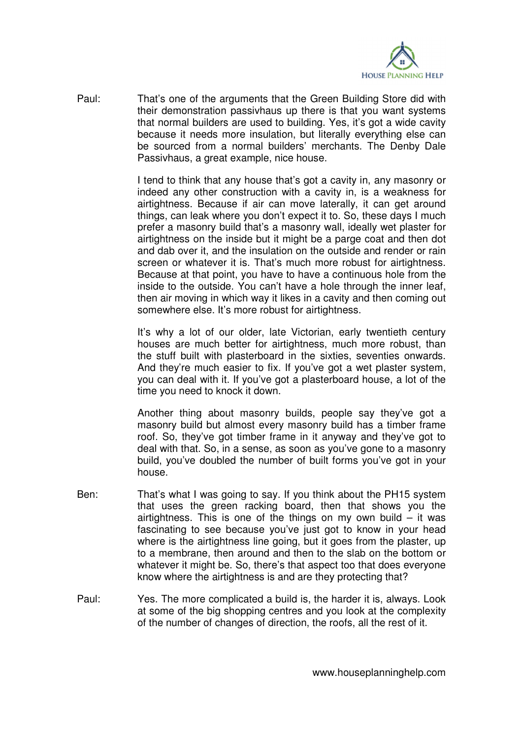Paul: That's one of the arguments that the Green Building Store did with their demonstration passivhaus up there is that you want systems that normal builders are used to building. Yes, it's got a wide cavity because it needs more insulation, but literally everything else can be sourced from a normal builders' merchants. The Denby Dale Passivhaus, a great example, nice house.

I tend to think that any house that's got a cavity in, any masonry or indeed any other construction with a cavity in, is a weakness for airtightness. Because if air can move laterally, it can get around things, can leak where you don't expect it to. So, these days I much prefer a masonry build that's a masonry wall, ideally wet plaster for airtightness on the inside but it might be a parge coat and then dot and dab over it, and the insulation on the outside and render or rain screen or whatever it is. That's much more robust for airtightness. Because at that point, you have to have a continuous hole from the inside to the outside. You can't have a hole through the inner leaf, then air moving in which way it likes in a cavity and then coming out somewhere else. It's more robust for airtightness.

It's why a lot of our older, late Victorian, early twentieth century houses are much better for airtightness, much more robust, than the stuff built with plasterboard in the sixties, seventies onwards. And they're much easier to fix. If you've got a wet plaster system, you can deal with it. If you've got a plasterboard house, a lot of the time you need to knock it down.

Another thing about masonry builds, people say they've got a masonry build but almost every masonry build has a timber frame roof. So, they've got timber frame in it anyway and they've got to deal with that. So, in a sense, as soon as you've gone to a masonry build, you've doubled the number of built forms you've got in your house.

Ben: That's what I was going to say. If you think about the PH15 system that uses the green racking board, then that shows you the airtightness. This is one of the things on my own build – it was fascinating to see because you've just got to know in your head where is the airtightness line going, but it goes from the plaster, up to a membrane, then around and then to the slab on the bottom or whatever it might be. So, there's that aspect too that does everyone know where the airtightness is and are they protecting that?

Paul: Yes. The more complicated a build is, the harder it is, always. Look at some of the big shopping centres and you look at the complexity of the number of changes of direction, the roofs, all the rest of it.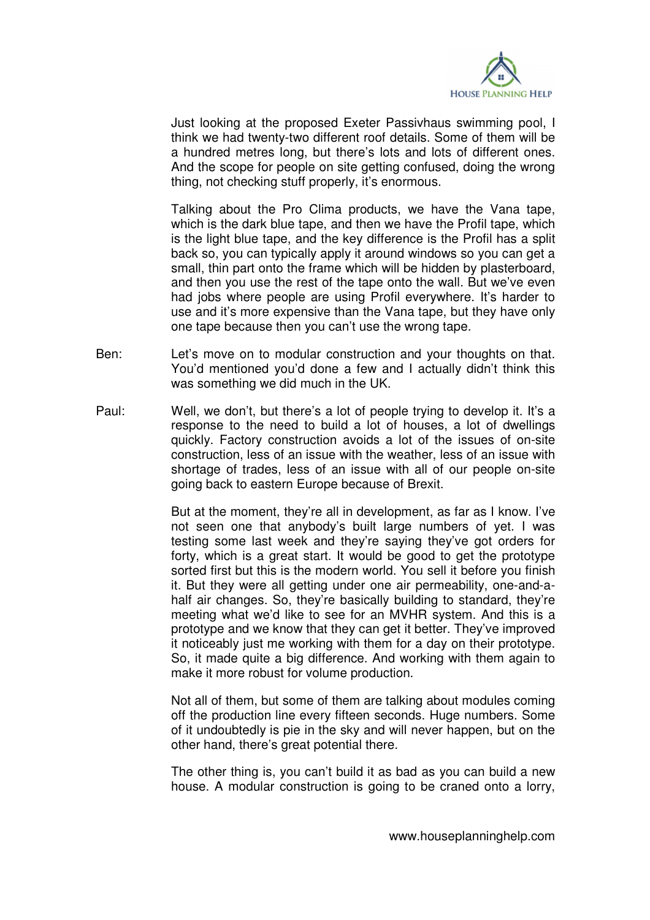Just looking at the proposed Exeter Passivhaus swimming pool, I think we had twenty-two different roof details. Some of them will be a hundred metres long, but there's lots and lots of different ones. And the scope for people on site getting confused, doing the wrong thing, not checking stuff properly, it's enormous.

Talking about the Pro Clima products, we have the Vana tape, which is the dark blue tape, and then we have the Profil tape, which is the light blue tape, and the key difference is the Profil has a split back so, you can typically apply it around windows so you can get a small, thin part onto the frame which will be hidden by plasterboard, and then you use the rest of the tape onto the wall. But we've even had jobs where people are using Profil everywhere. It's harder to use and it's more expensive than the Vana tape, but they have only one tape because then you can't use the wrong tape.

Ben: Let's move on to modular construction and your thoughts on that. You'd mentioned you'd done a few and I actually didn't think this was something we did much in the UK.

Paul: Well, we don't, but there's a lot of people trying to develop it. It's a response to the need to build a lot of houses, a lot of dwellings quickly. Factory construction avoids a lot of the issues of on-site construction, less of an issue with the weather, less of an issue with shortage of trades, less of an issue with all of our people on-site going back to eastern Europe because of Brexit.

But at the moment, they're all in development, as far as I know. I've not seen one that anybody's built large numbers of yet. I was testing some last week and they're saying they've got orders for forty, which is a great start. It would be good to get the prototype sorted first but this is the modern world. You sell it before you finish it. But they were all getting under one air permeability, one-and-a-half air changes. So, they're basically building to standard, they're meeting what we'd like to see for an MVHR system. And this is a prototype and we know that they can get it better. They've improved it noticeably just me working with them for a day on their prototype. So, it made quite a big difference. And working with them again to make it more robust for volume production.

Not all of them, but some of them are talking about modules coming off the production line every fifteen seconds. Huge numbers. Some of it undoubtedly is pie in the sky and will never happen, but on the other hand, there's great potential there.

The other thing is, you can't build it as bad as you can build a new house. A modular construction is going to be craned onto a lorry,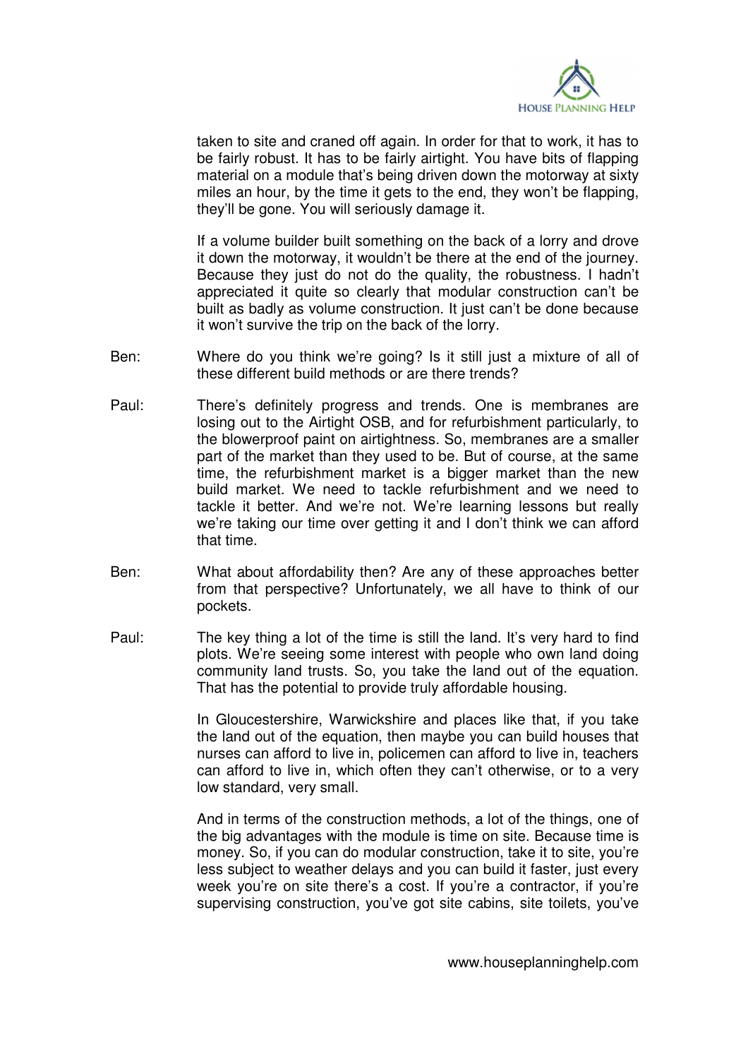taken to site and craned off again. In order for that to work, it has to be fairly robust. It has to be fairly airtight. You have bits of flapping material on a module that's being driven down the motorway at sixty miles an hour, by the time it gets to the end, they won't be flapping, they'll be gone. You will seriously damage it.

If a volume builder built something on the back of a lorry and drove it down the motorway, it wouldn't be there at the end of the journey. Because they just do not do the quality, the robustness. I hadn't appreciated it quite so clearly that modular construction can't be built as badly as volume construction. It just can't be done because it won't survive the trip on the back of the lorry.

**Ben:** Where do you think we're going? Is it still just a mixture of all of these different build methods or are there trends?

**Paul:** There's definitely progress and trends. One is membranes are losing out to the Airtight OSB, and for refurbishment particularly, to the blowerproof paint on airtightness. So, membranes are a smaller part of the market than they used to be. But of course, at the same time, the refurbishment market is a bigger market than the new build market. We need to tackle refurbishment and we need to tackle it better. And we're not. We're learning lessons but really we're taking our time over getting it and I don't think we can afford that time.

**Ben:** What about affordability then? Are any of these approaches better from that perspective? Unfortunately, we all have to think of our pockets.

**Paul:** The key thing a lot of the time is still the land. It's very hard to find plots. We're seeing some interest with people who own land doing community land trusts. So, you take the land out of the equation. That has the potential to provide truly affordable housing.

In Gloucestershire, Warwickshire and places like that, if you take the land out of the equation, then maybe you can build houses that nurses can afford to live in, policemen can afford to live in, teachers can afford to live in, which often they can't otherwise, or to a very low standard, very small.

And in terms of the construction methods, a lot of the things, one of the big advantages with the module is time on site. Because time is money. So, if you can do modular construction, take it to site, you're less subject to weather delays and you can build it faster, just every week you're on site there's a cost. If you're a contractor, if you're supervising construction, you've got site cabins, site toilets, you've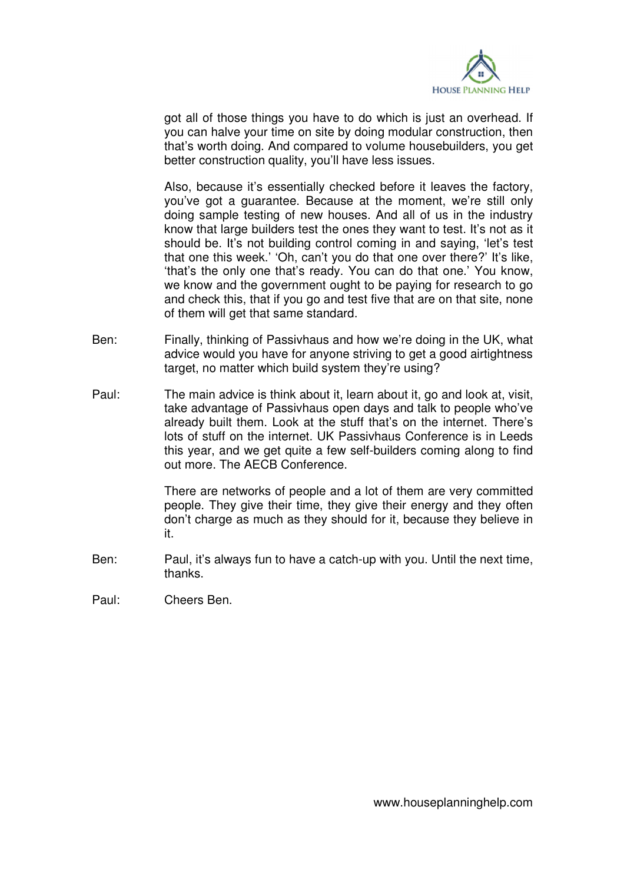got all of those things you have to do which is just an overhead. If you can halve your time on site by doing modular construction, then that's worth doing. And compared to volume housebuilders, you get better construction quality, you'll have less issues.

Also, because it's essentially checked before it leaves the factory, you've got a guarantee. Because at the moment, we're still only doing sample testing of new houses. And all of us in the industry know that large builders test the ones they want to test. It's not as it should be. It's not building control coming in and saying, 'let's test that one this week.' 'Oh, can't you do that one over there?' It's like, 'that's the only one that's ready. You can do that one.' You know, we know and the government ought to be paying for research to go and check this, that if you go and test five that are on that site, none of them will get that same standard.

Ben: Finally, thinking of Passivhaus and how we're doing in the UK, what advice would you have for anyone striving to get a good airtightness target, no matter which build system they're using?

Paul: The main advice is think about it, learn about it, go and look at, visit, take advantage of Passivhaus open days and talk to people who've already built them. Look at the stuff that's on the internet. There's lots of stuff on the internet. UK Passivhaus Conference is in Leeds this year, and we get quite a few self-builders coming along to find out more. The AECB Conference.

There are networks of people and a lot of them are very committed people. They give their time, they give their energy and they often don't charge as much as they should for it, because they believe in it.

Ben: Paul, it's always fun to have a catch-up with you. Until the next time, thanks.

Paul: Cheers Ben.